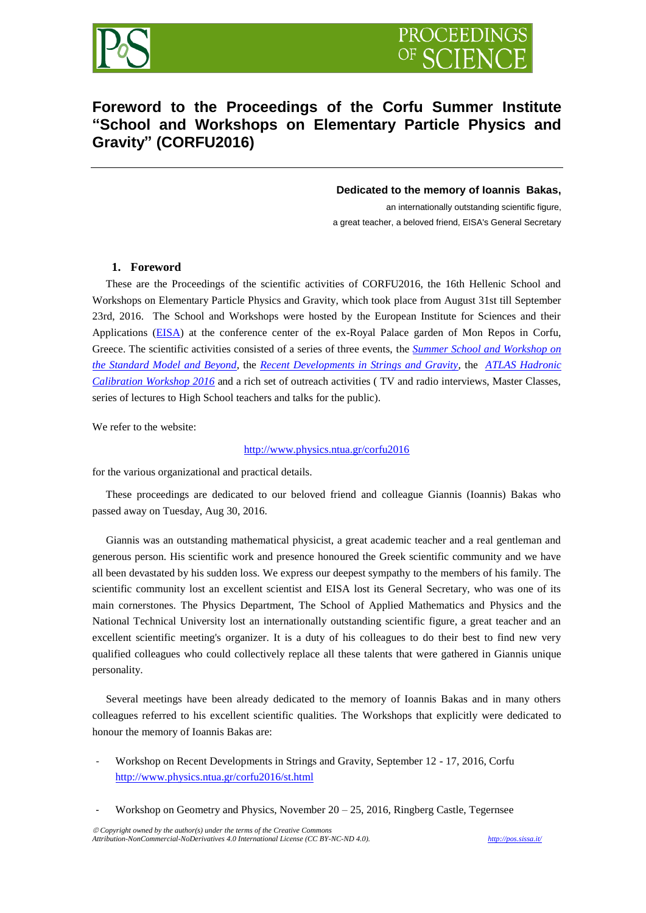# Foreword to the Proceedings of the Corfu Summer Institute "School and Workshops on Elementary Particle Physics and Gravity" (CORFU2016)

**Dedicated to the memory of Ioannis Bakas,**

an internationally outstanding scientific figure,
a great teacher, a beloved friend, EISA's General Secretary

## 1. Foreword

These are the Proceedings of the scientific activities of CORFU2016, the 16th Hellenic School and Workshops on Elementary Particle Physics and Gravity, which took place from August 31st till September 23rd, 2016. The School and Workshops were hosted by the European Institute for Sciences and their Applications (EISA) at the conference center of the ex-Royal Palace garden of Mon Repos in Corfu, Greece. The scientific activities consisted of a series of three events, the *Summer School and Workshop on the Standard Model and Beyond*, the *Recent Developments in Strings and Gravity*, the *ATLAS Hadronic Calibration Workshop 2016* and a rich set of outreach activities ( TV and radio interviews, Master Classes, series of lectures to High School teachers and talks for the public).

We refer to the website:

http://www.physics.ntua.gr/corfu2016

for the various organizational and practical details.

These proceedings are dedicated to our beloved friend and colleague Giannis (Ioannis) Bakas who passed away on Tuesday, Aug 30, 2016.

Giannis was an outstanding mathematical physicist, a great academic teacher and a real gentleman and generous person. His scientific work and presence honoured the Greek scientific community and we have all been devastated by his sudden loss. We express our deepest sympathy to the members of his family. The scientific community lost an excellent scientist and EISA lost its General Secretary, who was one of its main cornerstones. The Physics Department, The School of Applied Mathematics and Physics and the National Technical University lost an internationally outstanding scientific figure, a great teacher and an excellent scientific meeting's organizer. It is a duty of his colleagues to do their best to find new very qualified colleagues who could collectively replace all these talents that were gathered in Giannis unique personality.

Several meetings have been already dedicated to the memory of Ioannis Bakas and in many others colleagues referred to his excellent scientific qualities. The Workshops that explicitly were dedicated to honour the memory of Ioannis Bakas are:

- Workshop on Recent Developments in Strings and Gravity, September 12 - 17, 2016, Corfu
  http://www.physics.ntua.gr/corfu2016/st.html

- Workshop on Geometry and Physics, November 20 – 25, 2016, Ringberg Castle, Tegernsee

© Copyright owned by the author(s) under the terms of the Creative Commons Attribution-NonCommercial-NoDerivatives 4.0 International License (CC BY-NC-ND 4.0).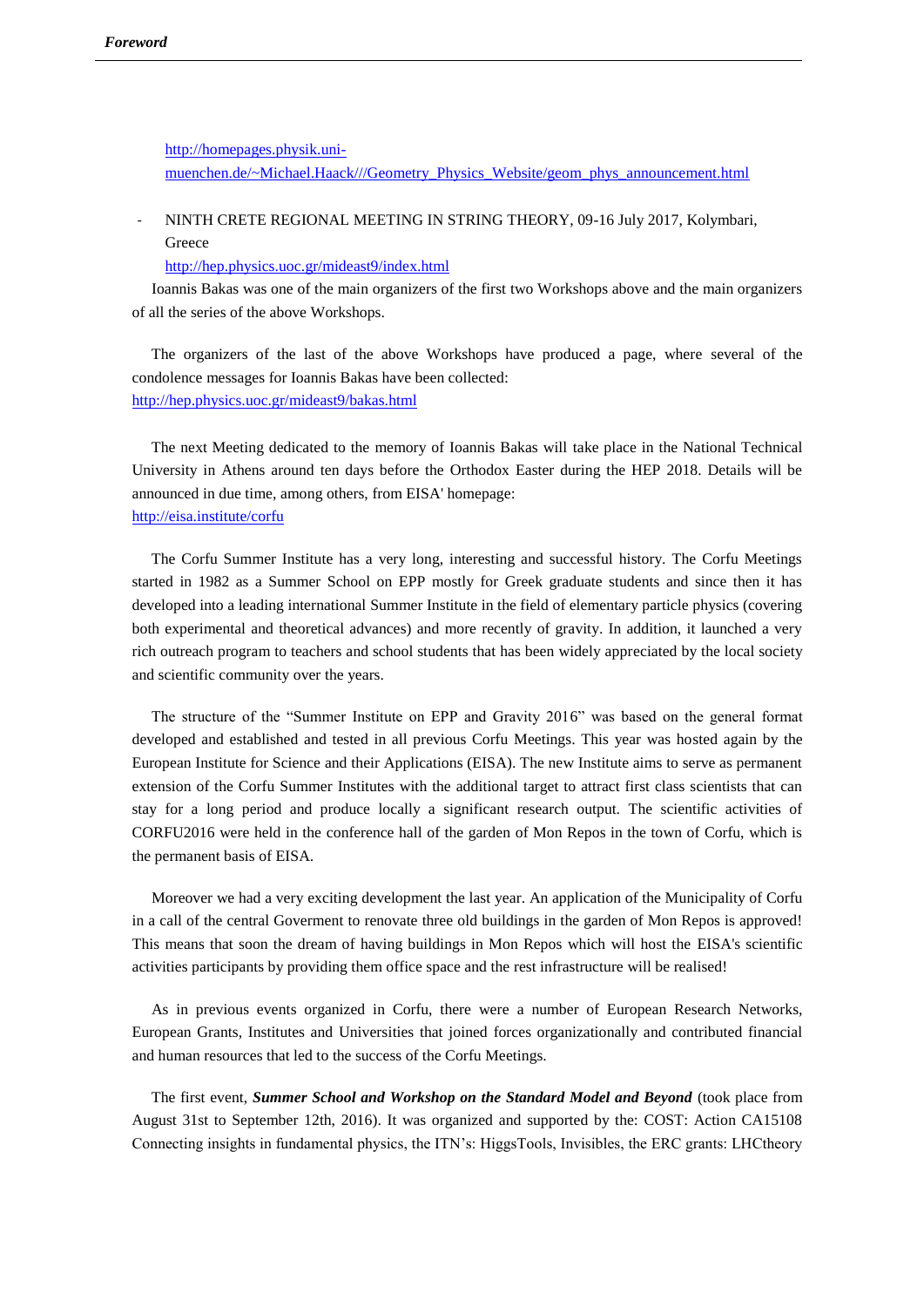http://homepages.physik.uni-muenchen.de/~Michael.Haack///Geometry_Physics_Website/geom_phys_announcement.html

- NINTH CRETE REGIONAL MEETING IN STRING THEORY, 09-16 July 2017, Kolymbari, Greece
  http://hep.physics.uoc.gr/mideast9/index.html

Ioannis Bakas was one of the main organizers of the first two Workshops above and the main organizers of all the series of the above Workshops.

The organizers of the last of the above Workshops have produced a page, where several of the condolence messages for Ioannis Bakas have been collected:
http://hep.physics.uoc.gr/mideast9/bakas.html

The next Meeting dedicated to the memory of Ioannis Bakas will take place in the National Technical University in Athens around ten days before the Orthodox Easter during the HEP 2018. Details will be announced in due time, among others, from EISA' homepage:
http://eisa.institute/corfu

The Corfu Summer Institute has a very long, interesting and successful history. The Corfu Meetings started in 1982 as a Summer School on EPP mostly for Greek graduate students and since then it has developed into a leading international Summer Institute in the field of elementary particle physics (covering both experimental and theoretical advances) and more recently of gravity. In addition, it launched a very rich outreach program to teachers and school students that has been widely appreciated by the local society and scientific community over the years.

The structure of the "Summer Institute on EPP and Gravity 2016" was based on the general format developed and established and tested in all previous Corfu Meetings. This year was hosted again by the European Institute for Science and their Applications (EISA). The new Institute aims to serve as permanent extension of the Corfu Summer Institutes with the additional target to attract first class scientists that can stay for a long period and produce locally a significant research output. The scientific activities of CORFU2016 were held in the conference hall of the garden of Mon Repos in the town of Corfu, which is the permanent basis of EISA.

Moreover we had a very exciting development the last year. An application of the Municipality of Corfu in a call of the central Goverment to renovate three old buildings in the garden of Mon Repos is approved! This means that soon the dream of having buildings in Mon Repos which will host the EISA's scientific activities participants by providing them office space and the rest infrastructure will be realised!

As in previous events organized in Corfu, there were a number of European Research Networks, European Grants, Institutes and Universities that joined forces organizationally and contributed financial and human resources that led to the success of the Corfu Meetings.

The first event, ***Summer School and Workshop on the Standard Model and Beyond*** (took place from August 31st to September 12th, 2016). It was organized and supported by the: COST: Action CA15108 Connecting insights in fundamental physics, the ITN's: HiggsTools, Invisibles, the ERC grants: LHCtheory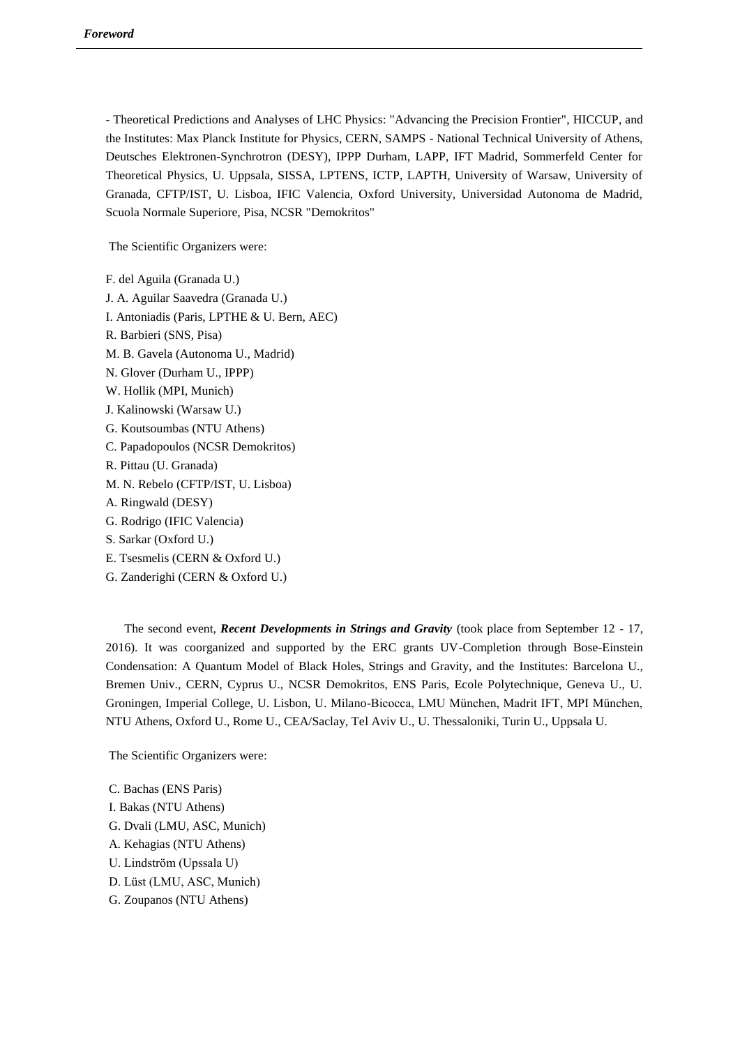- Theoretical Predictions and Analyses of LHC Physics: "Advancing the Precision Frontier", HICCUP, and the Institutes: Max Planck Institute for Physics, CERN, SAMPS - National Technical University of Athens, Deutsches Elektronen-Synchrotron (DESY), IPPP Durham, LAPP, IFT Madrid, Sommerfeld Center for Theoretical Physics, U. Uppsala, SISSA, LPTENS, ICTP, LAPTH, University of Warsaw, University of Granada, CFTP/IST, U. Lisboa, IFIC Valencia, Oxford University, Universidad Autonoma de Madrid, Scuola Normale Superiore, Pisa, NCSR "Demokritos"

The Scientific Organizers were:

F. del Aguila (Granada U.)  
J. A. Aguilar Saavedra (Granada U.)  
I. Antoniadis (Paris, LPTHE & U. Bern, AEC)  
R. Barbieri (SNS, Pisa)  
M. B. Gavela (Autonoma U., Madrid)  
N. Glover (Durham U., IPPP)  
W. Hollik (MPI, Munich)  
J. Kalinowski (Warsaw U.)  
G. Koutsoumbas (NTU Athens)  
C. Papadopoulos (NCSR Demokritos)  
R. Pittau (U. Granada)  
M. N. Rebelo (CFTP/IST, U. Lisboa)  
A. Ringwald (DESY)  
G. Rodrigo (IFIC Valencia)  
S. Sarkar (Oxford U.)  
E. Tsesmelis (CERN & Oxford U.)  
G. Zanderighi (CERN & Oxford U.)

The second event, ***Recent Developments in Strings and Gravity*** (took place from September 12 - 17, 2016). It was coorganized and supported by the ERC grants UV-Completion through Bose-Einstein Condensation: A Quantum Model of Black Holes, Strings and Gravity, and the Institutes: Barcelona U., Bremen Univ., CERN, Cyprus U., NCSR Demokritos, ENS Paris, Ecole Polytechnique, Geneva U., U. Groningen, Imperial College, U. Lisbon, U. Milano-Bicocca, LMU München, Madrit IFT, MPI München, NTU Athens, Oxford U., Rome U., CEA/Saclay, Tel Aviv U., U. Thessaloniki, Turin U., Uppsala U.

The Scientific Organizers were:

C. Bachas (ENS Paris)  
I. Bakas (NTU Athens)  
G. Dvali (LMU, ASC, Munich)  
A. Kehagias (NTU Athens)  
U. Lindström (Upssala U)  
D. Lüst (LMU, ASC, Munich)  
G. Zoupanos (NTU Athens)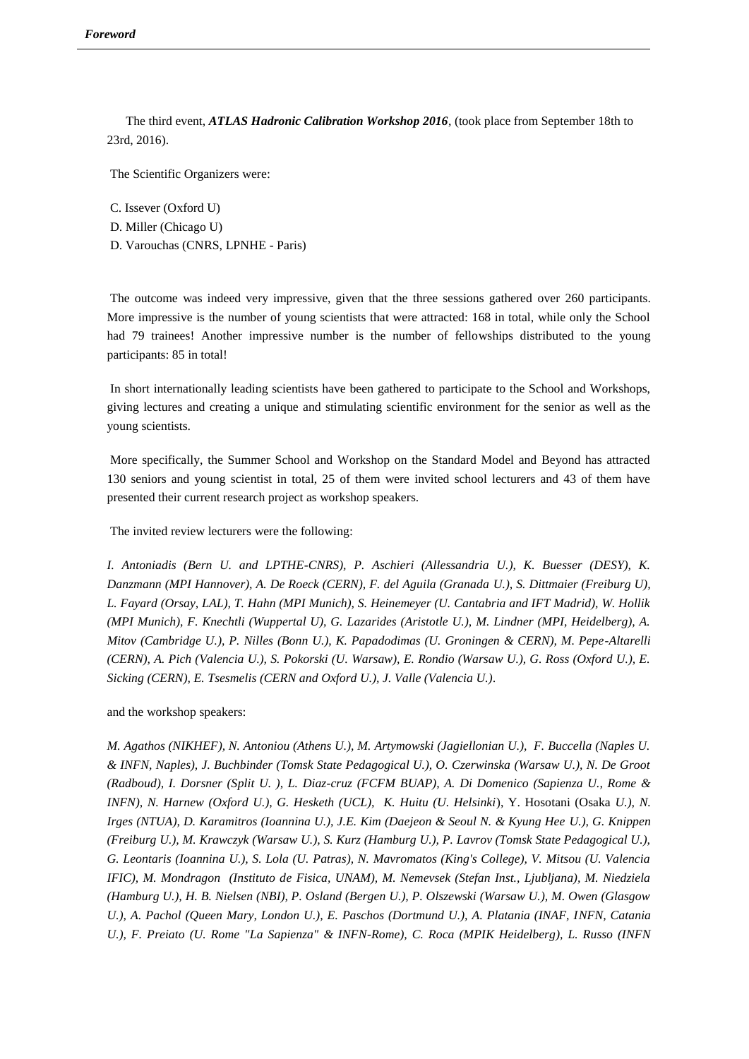The third event, ***ATLAS Hadronic Calibration Workshop 2016***, (took place from September 18th to 23rd, 2016).

The Scientific Organizers were:

C. Issever (Oxford U)
D. Miller (Chicago U)
D. Varouchas (CNRS, LPNHE - Paris)

The outcome was indeed very impressive, given that the three sessions gathered over 260 participants. More impressive is the number of young scientists that were attracted: 168 in total, while only the School had 79 trainees! Another impressive number is the number of fellowships distributed to the young participants: 85 in total!

In short internationally leading scientists have been gathered to participate to the School and Workshops, giving lectures and creating a unique and stimulating scientific environment for the senior as well as the young scientists.

More specifically, the Summer School and Workshop on the Standard Model and Beyond has attracted 130 seniors and young scientist in total, 25 of them were invited school lecturers and 43 of them have presented their current research project as workshop speakers.

The invited review lecturers were the following:

*I. Antoniadis (Bern U. and LPTHE-CNRS), P. Aschieri (Allessandria U.), K. Buesser (DESY), K. Danzmann (MPI Hannover), A. De Roeck (CERN), F. del Aguila (Granada U.), S. Dittmaier (Freiburg U), L. Fayard (Orsay, LAL), T. Hahn (MPI Munich), S. Heinemeyer (U. Cantabria and IFT Madrid), W. Hollik (MPI Munich), F. Knechtli (Wuppertal U), G. Lazarides (Aristotle U.), M. Lindner (MPI, Heidelberg), A. Mitov (Cambridge U.), P. Nilles (Bonn U.), K. Papadodimas (U. Groningen & CERN), M. Pepe-Altarelli (CERN), A. Pich (Valencia U.), S. Pokorski (U. Warsaw), E. Rondio (Warsaw U.), G. Ross (Oxford U.), E. Sicking (CERN), E. Tsesmelis (CERN and Oxford U.), J. Valle (Valencia U.).*

and the workshop speakers:

*M. Agathos (NIKHEF), N. Antoniou (Athens U.), M. Artymowski (Jagiellonian U.), F. Buccella (Naples U. & INFN, Naples), J. Buchbinder (Tomsk State Pedagogical U.), O. Czerwinska (Warsaw U.), N. De Groot (Radboud), I. Dorsner (Split U. ), L. Diaz-cruz (FCFM BUAP), A. Di Domenico (Sapienza U., Rome & INFN), N. Harnew (Oxford U.), G. Hesketh (UCL), K. Huitu (U. Helsinki*), Y. Hosotani (Osaka *U.), N. Irges (NTUA), D. Karamitros (Ioannina U.), J.E. Kim (Daejeon & Seoul N. & Kyung Hee U.), G. Knippen (Freiburg U.), M. Krawczyk (Warsaw U.), S. Kurz (Hamburg U.), P. Lavrov (Tomsk State Pedagogical U.), G. Leontaris (Ioannina U.), S. Lola (U. Patras), N. Mavromatos (King's College), V. Mitsou (U. Valencia IFIC), M. Mondragon (Instituto de Fisica, UNAM), M. Nemevsek (Stefan Inst., Ljubljana), M. Niedziela (Hamburg U.), H. B. Nielsen (NBI), P. Osland (Bergen U.), P. Olszewski (Warsaw U.), M. Owen (Glasgow U.), A. Pachol (Queen Mary, London U.), E. Paschos (Dortmund U.), A. Platania (INAF, INFN, Catania U.), F. Preiato (U. Rome "La Sapienza" & INFN-Rome), C. Roca (MPIK Heidelberg), L. Russo (INFN*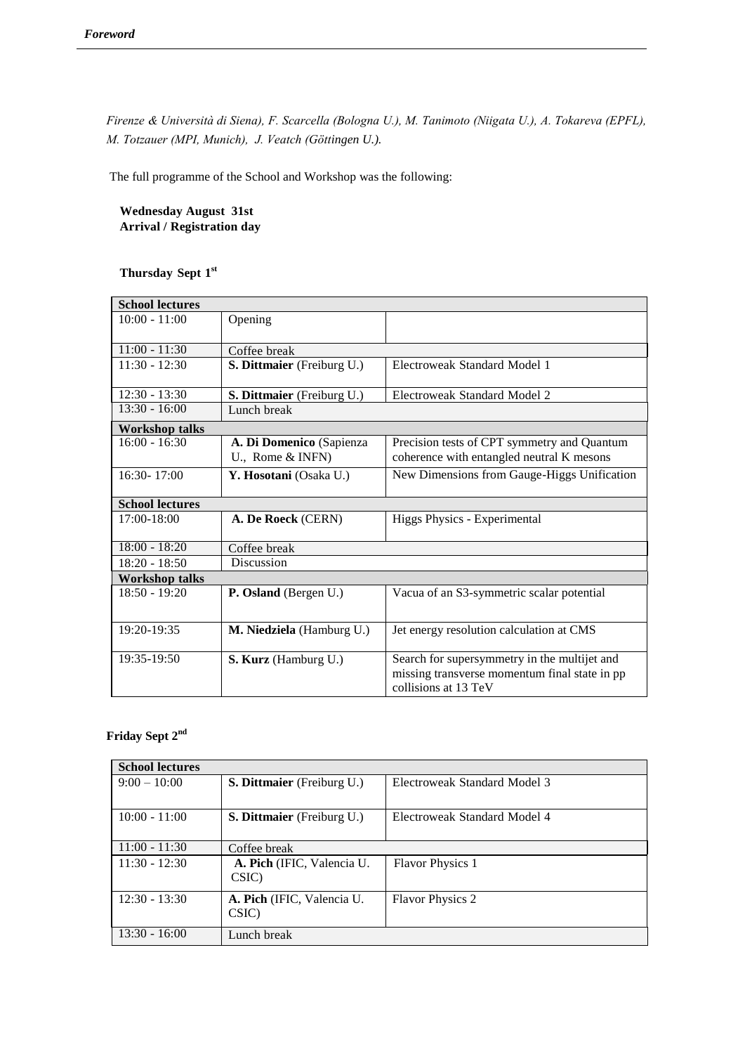*Firenze & Università di Siena), F. Scarcella (Bologna U.), M. Tanimoto (Niigata U.), A. Tokareva (EPFL), M. Totzauer (MPI, Munich), J. Veatch (Göttingen U.).*

The full programme of the School and Workshop was the following:

**Wednesday August 31st**
**Arrival / Registration day**

**Thursday Sept 1st**

| School lectures | | |
|---|---|---|
| 10:00 - 11:00 | Opening | |
| 11:00 - 11:30 | Coffee break | |
| 11:30 - 12:30 | **S. Dittmaier** (Freiburg U.) | Electroweak Standard Model 1 |
| 12:30 - 13:30 | **S. Dittmaier** (Freiburg U.) | Electroweak Standard Model 2 |
| 13:30 - 16:00 | Lunch break | |
| **Workshop talks** | | |
| 16:00 - 16:30 | **A. Di Domenico** (Sapienza U., Rome & INFN) | Precision tests of CPT symmetry and Quantum coherence with entangled neutral K mesons |
| 16:30- 17:00 | **Y. Hosotani** (Osaka U.) | New Dimensions from Gauge-Higgs Unification |
| **School lectures** | | |
| 17:00-18:00 | **A. De Roeck** (CERN) | Higgs Physics - Experimental |
| 18:00 - 18:20 | Coffee break | |
| 18:20 - 18:50 | Discussion | |
| **Workshop talks** | | |
| 18:50 - 19:20 | **P. Osland** (Bergen U.) | Vacua of an S3-symmetric scalar potential |
| 19:20-19:35 | **M. Niedziela** (Hamburg U.) | Jet energy resolution calculation at CMS |
| 19:35-19:50 | **S. Kurz** (Hamburg U.) | Search for supersymmetry in the multijet and missing transverse momentum final state in pp collisions at 13 TeV |

**Friday Sept 2nd**

| School lectures | | |
|---|---|---|
| 9:00 – 10:00 | **S. Dittmaier** (Freiburg U.) | Electroweak Standard Model 3 |
| 10:00 - 11:00 | **S. Dittmaier** (Freiburg U.) | Electroweak Standard Model 4 |
| 11:00 - 11:30 | Coffee break | |
| 11:30 - 12:30 | **A. Pich** (IFIC, Valencia U. CSIC) | Flavor Physics 1 |
| 12:30 - 13:30 | **A. Pich** (IFIC, Valencia U. CSIC) | Flavor Physics 2 |
| 13:30 - 16:00 | Lunch break | |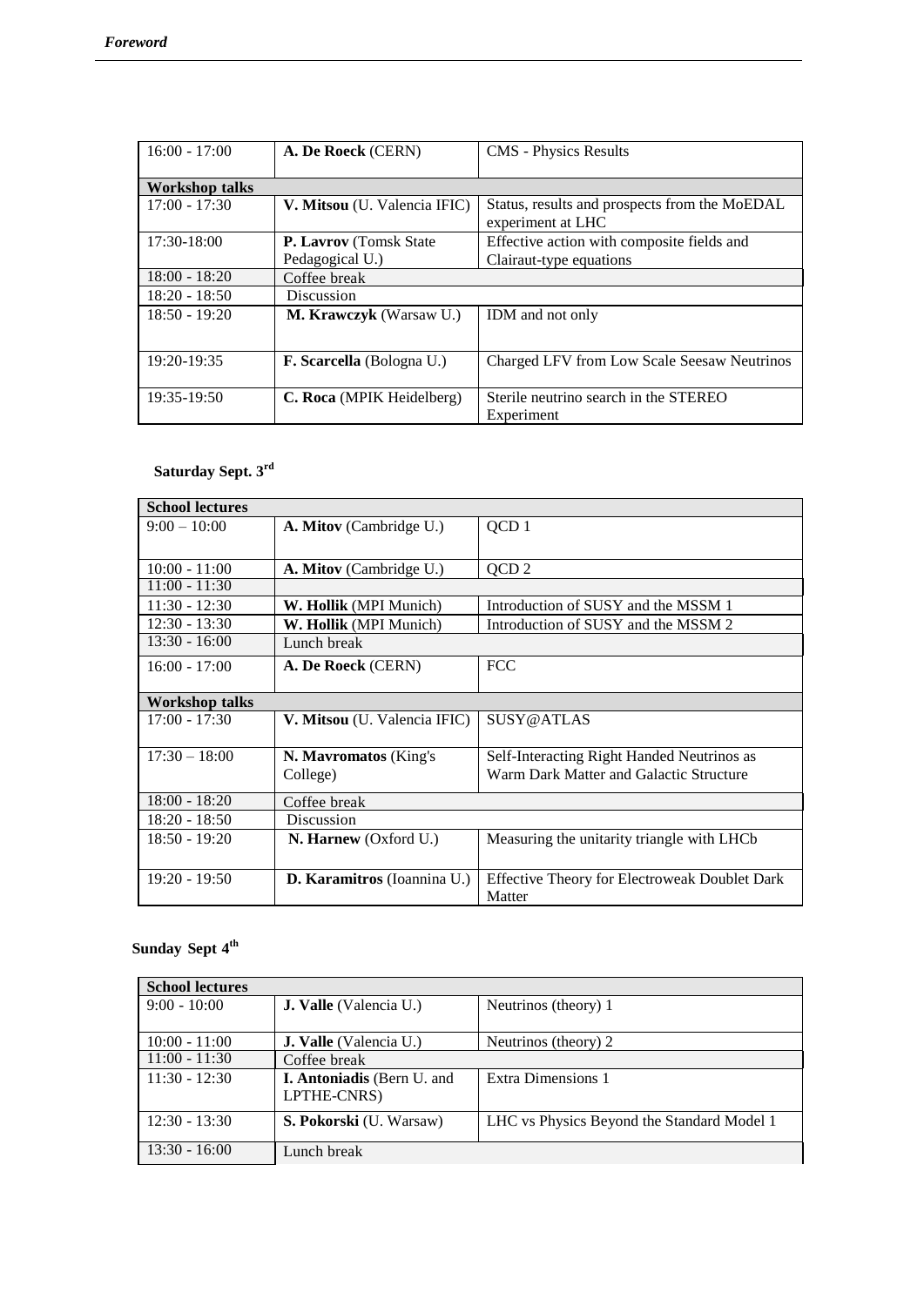| 16:00 - 17:00 | **A. De Roeck** (CERN) | CMS - Physics Results |
|---|---|---|
| **Workshop talks** | | |
| 17:00 - 17:30 | **V. Mitsou** (U. Valencia IFIC) | Status, results and prospects from the MoEDAL experiment at LHC |
| 17:30-18:00 | **P. Lavrov** (Tomsk State Pedagogical U.) | Effective action with composite fields and Clairaut-type equations |
| 18:00 - 18:20 | Coffee break | |
| 18:20 - 18:50 | Discussion | |
| 18:50 - 19:20 | **M. Krawczyk** (Warsaw U.) | IDM and not only |
| 19:20-19:35 | **F. Scarcella** (Bologna U.) | Charged LFV from Low Scale Seesaw Neutrinos |
| 19:35-19:50 | **C. Roca** (MPIK Heidelberg) | Sterile neutrino search in the STEREO Experiment |

**Saturday Sept. 3rd**

| **School lectures** | | |
|---|---|---|
| 9:00 – 10:00 | **A. Mitov** (Cambridge U.) | QCD 1 |
| 10:00 - 11:00 | **A. Mitov** (Cambridge U.) | QCD 2 |
| 11:00 - 11:30 | | |
| 11:30 - 12:30 | **W. Hollik** (MPI Munich) | Introduction of SUSY and the MSSM 1 |
| 12:30 - 13:30 | **W. Hollik** (MPI Munich) | Introduction of SUSY and the MSSM 2 |
| 13:30 - 16:00 | Lunch break | |
| 16:00 - 17:00 | **A. De Roeck** (CERN) | FCC |
| **Workshop talks** | | |
| 17:00 - 17:30 | **V. Mitsou** (U. Valencia IFIC) | SUSY@ATLAS |
| 17:30 – 18:00 | **N. Mavromatos** (King's College) | Self-Interacting Right Handed Neutrinos as Warm Dark Matter and Galactic Structure |
| 18:00 - 18:20 | Coffee break | |
| 18:20 - 18:50 | Discussion | |
| 18:50 - 19:20 | **N. Harnew** (Oxford U.) | Measuring the unitarity triangle with LHCb |
| 19:20 - 19:50 | **D. Karamitros** (Ioannina U.) | Effective Theory for Electroweak Doublet Dark Matter |

**Sunday Sept 4th**

| **School lectures** | | |
|---|---|---|
| 9:00 - 10:00 | **J. Valle** (Valencia U.) | Neutrinos (theory) 1 |
| 10:00 - 11:00 | **J. Valle** (Valencia U.) | Neutrinos (theory) 2 |
| 11:00 - 11:30 | Coffee break | |
| 11:30 - 12:30 | **I. Antoniadis** (Bern U. and LPTHE-CNRS) | Extra Dimensions 1 |
| 12:30 - 13:30 | **S. Pokorski** (U. Warsaw) | LHC vs Physics Beyond the Standard Model 1 |
| 13:30 - 16:00 | Lunch break | |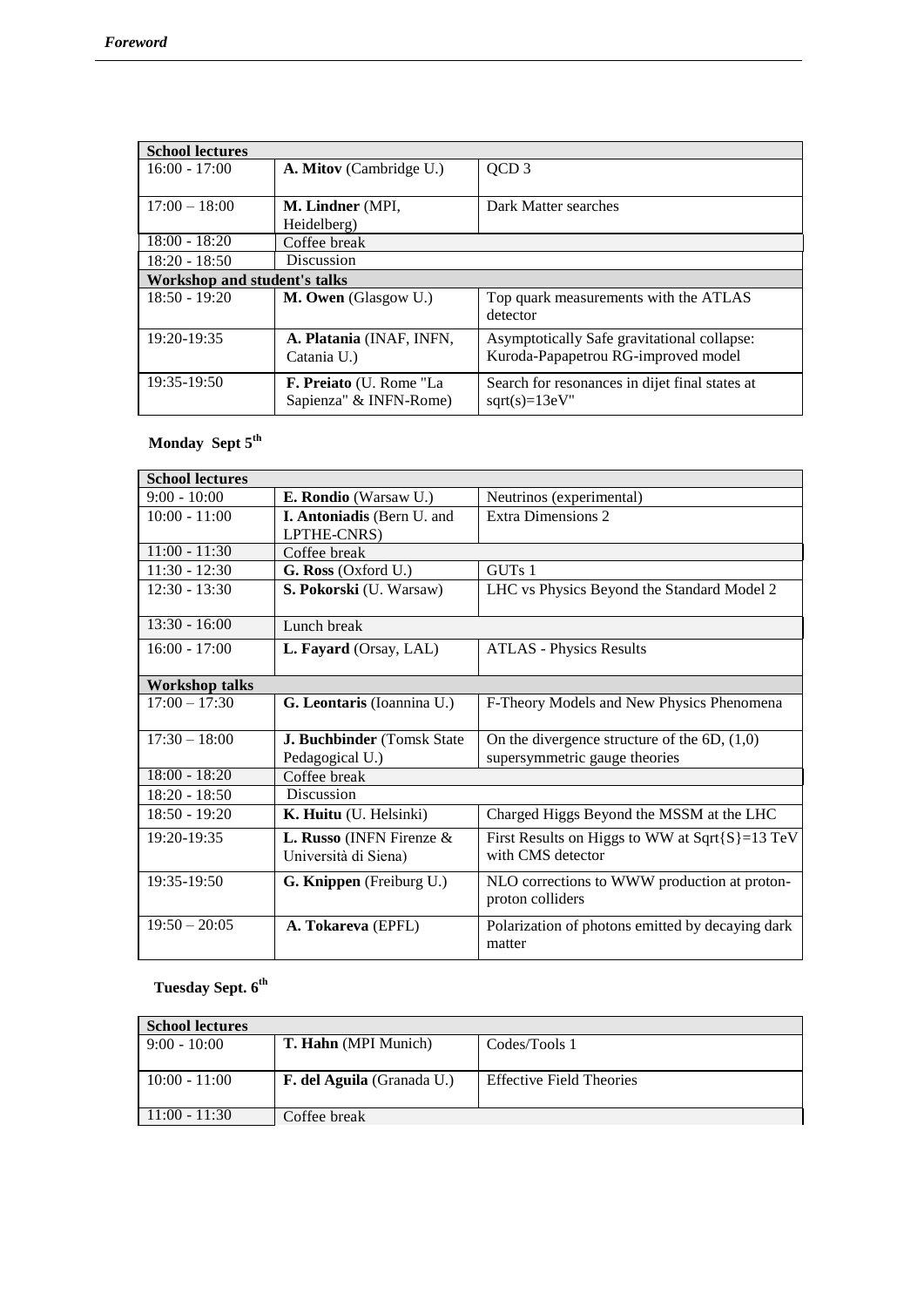| School lectures | | |
|---|---|---|
| 16:00 - 17:00 | **A. Mitov** (Cambridge U.) | QCD 3 |
| 17:00 – 18:00 | **M. Lindner** (MPI, Heidelberg) | Dark Matter searches |
| 18:00 - 18:20 | Coffee break | |
| 18:20 - 18:50 | Discussion | |
| **Workshop and student's talks** | | |
| 18:50 - 19:20 | **M. Owen** (Glasgow U.) | Top quark measurements with the ATLAS detector |
| 19:20-19:35 | **A. Platania** (INAF, INFN, Catania U.) | Asymptotically Safe gravitational collapse: Kuroda-Papapetrou RG-improved model |
| 19:35-19:50 | **F. Preiato** (U. Rome "La Sapienza" & INFN-Rome) | Search for resonances in dijet final states at sqrt(s)=13eV" |

**Monday Sept 5th**

| School lectures | | |
|---|---|---|
| 9:00 - 10:00 | **E. Rondio** (Warsaw U.) | Neutrinos (experimental) |
| 10:00 - 11:00 | **I. Antoniadis** (Bern U. and LPTHE-CNRS) | Extra Dimensions 2 |
| 11:00 - 11:30 | Coffee break | |
| 11:30 - 12:30 | **G. Ross** (Oxford U.) | GUTs 1 |
| 12:30 - 13:30 | **S. Pokorski** (U. Warsaw) | LHC vs Physics Beyond the Standard Model 2 |
| 13:30 - 16:00 | Lunch break | |
| 16:00 - 17:00 | **L. Fayard** (Orsay, LAL) | ATLAS - Physics Results |
| **Workshop talks** | | |
| 17:00 – 17:30 | **G. Leontaris** (Ioannina U.) | F-Theory Models and New Physics Phenomena |
| 17:30 – 18:00 | **J. Buchbinder** (Tomsk State Pedagogical U.) | On the divergence structure of the 6D, (1,0) supersymmetric gauge theories |
| 18:00 - 18:20 | Coffee break | |
| 18:20 - 18:50 | Discussion | |
| 18:50 - 19:20 | **K. Huitu** (U. Helsinki) | Charged Higgs Beyond the MSSM at the LHC |
| 19:20-19:35 | **L. Russo** (INFN Firenze & Università di Siena) | First Results on Higgs to WW at Sqrt{S}=13 TeV with CMS detector |
| 19:35-19:50 | **G. Knippen** (Freiburg U.) | NLO corrections to WWW production at proton-proton colliders |
| 19:50 – 20:05 | **A. Tokareva** (EPFL) | Polarization of photons emitted by decaying dark matter |

**Tuesday Sept. 6th**

| School lectures | | |
|---|---|---|
| 9:00 - 10:00 | **T. Hahn** (MPI Munich) | Codes/Tools 1 |
| 10:00 - 11:00 | **F. del Aguila** (Granada U.) | Effective Field Theories |
| 11:00 - 11:30 | Coffee break | |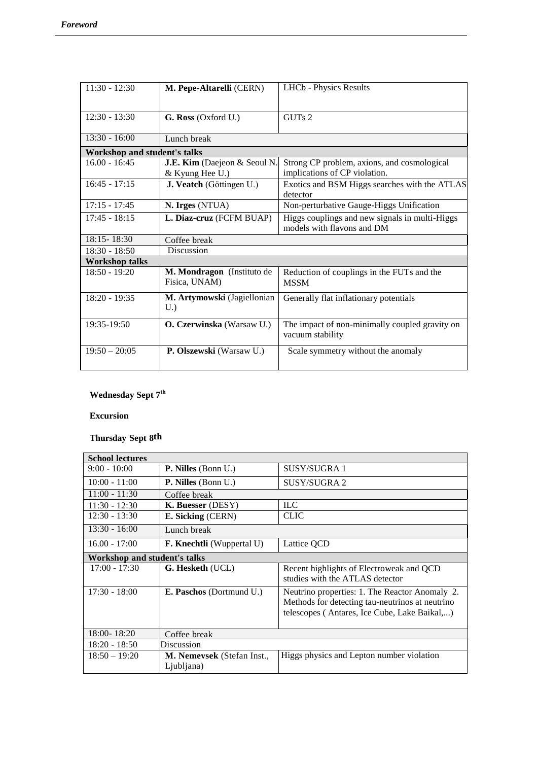| | | |
|---|---|---|
| 11:30 - 12:30 | **M. Pepe-Altarelli** (CERN) | LHCb - Physics Results |
| 12:30 - 13:30 | **G. Ross** (Oxford U.) | GUTs 2 |
| 13:30 - 16:00 | Lunch break | |
| **Workshop and student's talks** | | |
| 16.00 - 16:45 | **J.E. Kim** (Daejeon & Seoul N. & Kyung Hee U.) | Strong CP problem, axions, and cosmological implications of CP violation. |
| 16:45 - 17:15 | **J. Veatch** (Göttingen U.) | Exotics and BSM Higgs searches with the ATLAS detector |
| 17:15 - 17:45 | **N. Irges** (NTUA) | Non-perturbative Gauge-Higgs Unification |
| 17:45 - 18:15 | **L. Diaz-cruz** (FCFM BUAP) | Higgs couplings and new signals in multi-Higgs models with flavons and DM |
| 18:15- 18:30 | Coffee break | |
| 18:30 - 18:50 | Discussion | |
| **Workshop talks** | | |
| 18:50 - 19:20 | **M. Mondragon** (Instituto de Fisica, UNAM) | Reduction of couplings in the FUTs and the MSSM |
| 18:20 - 19:35 | **M. Artymowski** (Jagiellonian U.) | Generally flat inflationary potentials |
| 19:35-19:50 | **O. Czerwinska** (Warsaw U.) | The impact of non-minimally coupled gravity on vacuum stability |
| 19:50 – 20:05 | **P. Olszewski** (Warsaw U.) | Scale symmetry without the anomaly |

**Wednesday Sept 7th**

**Excursion**

**Thursday Sept 8th**

| **School lectures** | | |
|---|---|---|
| 9:00 - 10:00 | **P. Nilles** (Bonn U.) | SUSY/SUGRA 1 |
| 10:00 - 11:00 | **P. Nilles** (Bonn U.) | SUSY/SUGRA 2 |
| 11:00 - 11:30 | Coffee break | |
| 11:30 - 12:30 | **K. Buesser** (DESY) | ILC |
| 12:30 - 13:30 | **E. Sicking** (CERN) | CLIC |
| 13:30 - 16:00 | Lunch break | |
| 16.00 - 17:00 | **F. Knechtli** (Wuppertal U) | Lattice QCD |
| **Workshop and student's talks** | | |
| 17:00 - 17:30 | **G. Hesketh** (UCL) | Recent highlights of Electroweak and QCD studies with the ATLAS detector |
| 17:30 - 18:00 | **E. Paschos** (Dortmund U.) | Neutrino properties: 1. The Reactor Anomaly 2. Methods for detecting tau-neutrinos at neutrino telescopes ( Antares, Ice Cube, Lake Baikal,...) |
| 18:00- 18:20 | Coffee break | |
| 18:20 - 18:50 | Discussion | |
| 18:50 – 19:20 | **M. Nemevsek** (Stefan Inst., Ljubljana) | Higgs physics and Lepton number violation |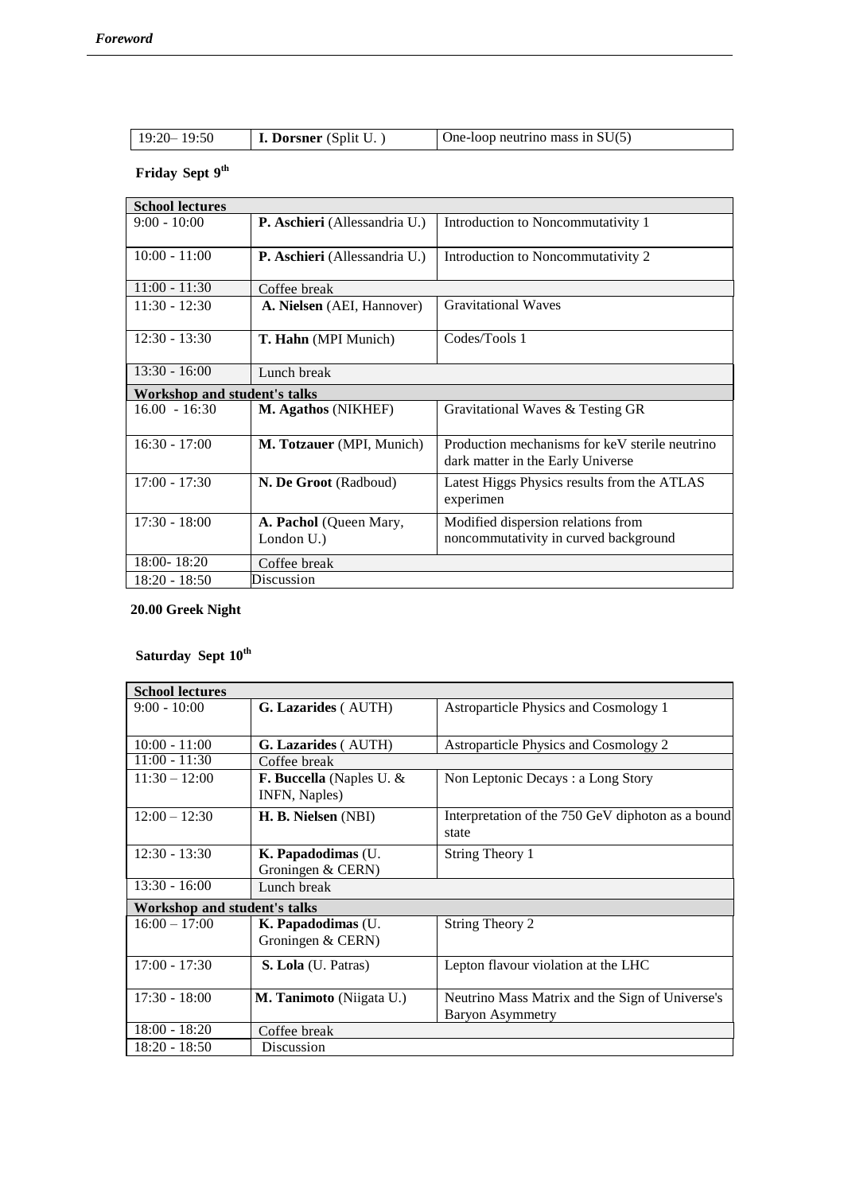| 19:20– 19:50 | **I. Dorsner** (Split U. ) | One-loop neutrino mass in SU(5) |
|---|---|---|

**Friday Sept 9th**

| **School lectures** | | |
|---|---|---|
| 9:00 - 10:00 | **P. Aschieri** (Allessandria U.) | Introduction to Noncommutativity 1 |
| 10:00 - 11:00 | **P. Aschieri** (Allessandria U.) | Introduction to Noncommutativity 2 |
| 11:00 - 11:30 | Coffee break | |
| 11:30 - 12:30 | **A. Nielsen** (AEI, Hannover) | Gravitational Waves |
| 12:30 - 13:30 | **T. Hahn** (MPI Munich) | Codes/Tools 1 |
| 13:30 - 16:00 | Lunch break | |
| **Workshop and student's talks** | | |
| 16.00 - 16:30 | **M. Agathos** (NIKHEF) | Gravitational Waves & Testing GR |
| 16:30 - 17:00 | **M. Totzauer** (MPI, Munich) | Production mechanisms for keV sterile neutrino dark matter in the Early Universe |
| 17:00 - 17:30 | **N. De Groot** (Radboud) | Latest Higgs Physics results from the ATLAS experimen |
| 17:30 - 18:00 | **A. Pachol** (Queen Mary, London U.) | Modified dispersion relations from noncommutativity in curved background |
| 18:00- 18:20 | Coffee break | |
| 18:20 - 18:50 | Discussion | |

**20.00 Greek Night**

**Saturday Sept 10th**

| **School lectures** | | |
|---|---|---|
| 9:00 - 10:00 | **G. Lazarides** ( AUTH) | Astroparticle Physics and Cosmology 1 |
| 10:00 - 11:00 | **G. Lazarides** ( AUTH) | Astroparticle Physics and Cosmology 2 |
| 11:00 - 11:30 | Coffee break | |
| 11:30 – 12:00 | **F. Buccella** (Naples U. & INFN, Naples) | Non Leptonic Decays : a Long Story |
| 12:00 – 12:30 | **H. B. Nielsen** (NBI) | Interpretation of the 750 GeV diphoton as a bound state |
| 12:30 - 13:30 | **K. Papadodimas** (U. Groningen & CERN) | String Theory 1 |
| 13:30 - 16:00 | Lunch break | |
| **Workshop and student's talks** | | |
| 16:00 – 17:00 | **K. Papadodimas** (U. Groningen & CERN) | String Theory 2 |
| 17:00 - 17:30 | **S. Lola** (U. Patras) | Lepton flavour violation at the LHC |
| 17:30 - 18:00 | **M. Tanimoto** (Niigata U.) | Neutrino Mass Matrix and the Sign of Universe's Baryon Asymmetry |
| 18:00 - 18:20 | Coffee break | |
| 18:20 - 18:50 | Discussion | |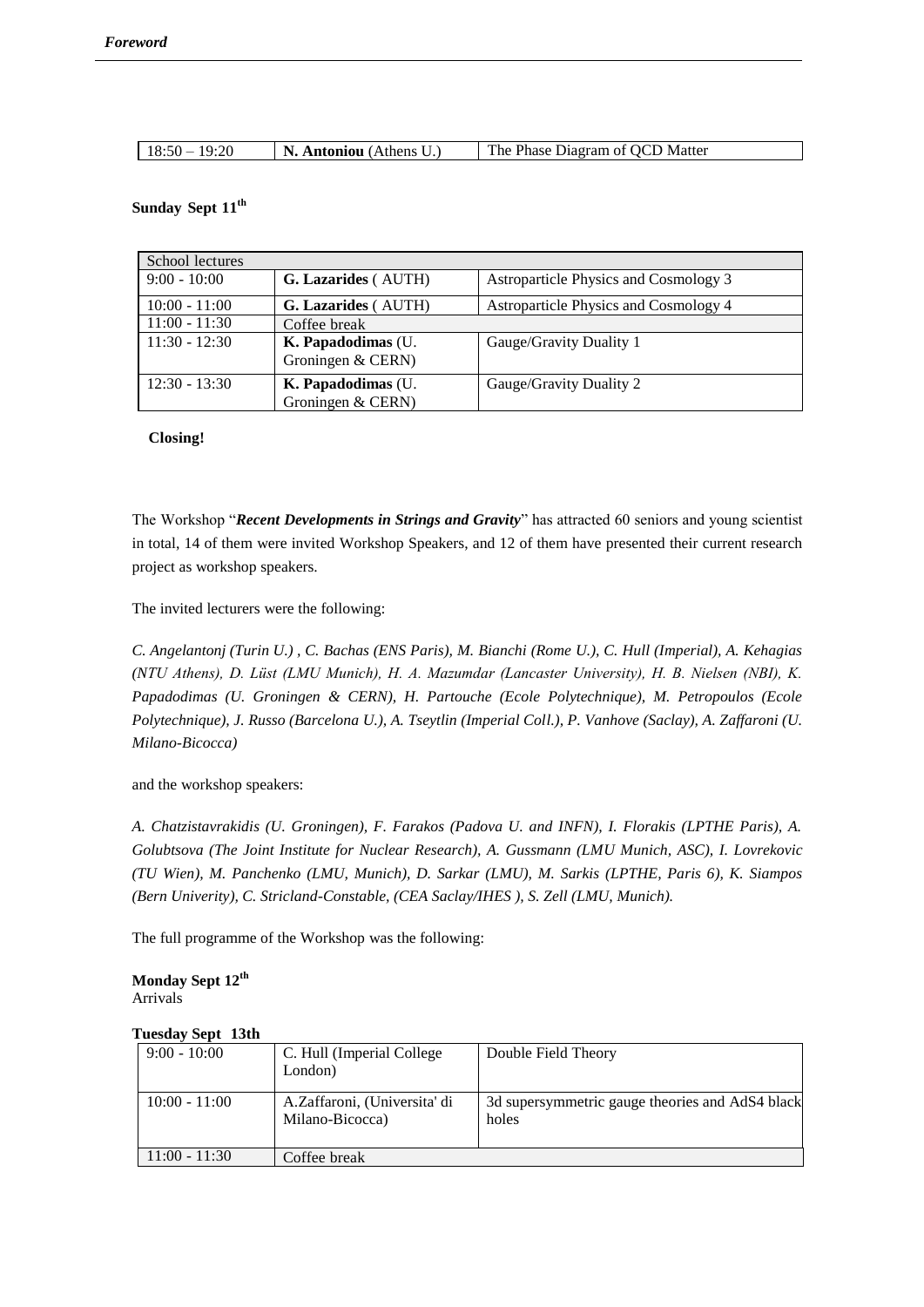| 18:50 – 19:20 | **N. Antoniou** (Athens U.) | The Phase Diagram of QCD Matter |
|---|---|---|

**Sunday Sept 11th**

| School lectures | | |
|---|---|---|
| 9:00 - 10:00 | **G. Lazarides** ( AUTH) | Astroparticle Physics and Cosmology 3 |
| 10:00 - 11:00 | **G. Lazarides** ( AUTH) | Astroparticle Physics and Cosmology 4 |
| 11:00 - 11:30 | Coffee break | |
| 11:30 - 12:30 | **K. Papadodimas** (U. Groningen & CERN) | Gauge/Gravity Duality 1 |
| 12:30 - 13:30 | **K. Papadodimas** (U. Groningen & CERN) | Gauge/Gravity Duality 2 |

**Closing!**

The Workshop "***Recent Developments in Strings and Gravity***" has attracted 60 seniors and young scientist in total, 14 of them were invited Workshop Speakers, and 12 of them have presented their current research project as workshop speakers.

The invited lecturers were the following:

*C. Angelantonj (Turin U.) , C. Bachas (ENS Paris), M. Bianchi (Rome U.), C. Hull (Imperial), A. Kehagias (NTU Athens), D. Lüst (LMU Munich), H. A. Mazumdar (Lancaster University), H. B. Nielsen (NBI), K. Papadodimas (U. Groningen & CERN), H. Partouche (Ecole Polytechnique), M. Petropoulos (Ecole Polytechnique), J. Russo (Barcelona U.), A. Tseytlin (Imperial Coll.), P. Vanhove (Saclay), A. Zaffaroni (U. Milano-Bicocca)*

and the workshop speakers:

*A. Chatzistavrakidis (U. Groningen), F. Farakos (Padova U. and INFN), I. Florakis (LPTHE Paris), A. Golubtsova (The Joint Institute for Nuclear Research), A. Gussmann (LMU Munich, ASC), I. Lovrekovic (TU Wien), M. Panchenko (LMU, Munich), D. Sarkar (LMU), M. Sarkis (LPTHE, Paris 6), K. Siampos (Bern Univerity), C. Stricland-Constable, (CEA Saclay/IHES ), S. Zell (LMU, Munich).*

The full programme of the Workshop was the following:

**Monday Sept 12th**
Arrivals

**Tuesday Sept 13th**

| 9:00 - 10:00 | C. Hull (Imperial College London) | Double Field Theory |
|---|---|---|
| 10:00 - 11:00 | A.Zaffaroni, (Universita' di Milano-Bicocca) | 3d supersymmetric gauge theories and AdS4 black holes |
| 11:00 - 11:30 | Coffee break | |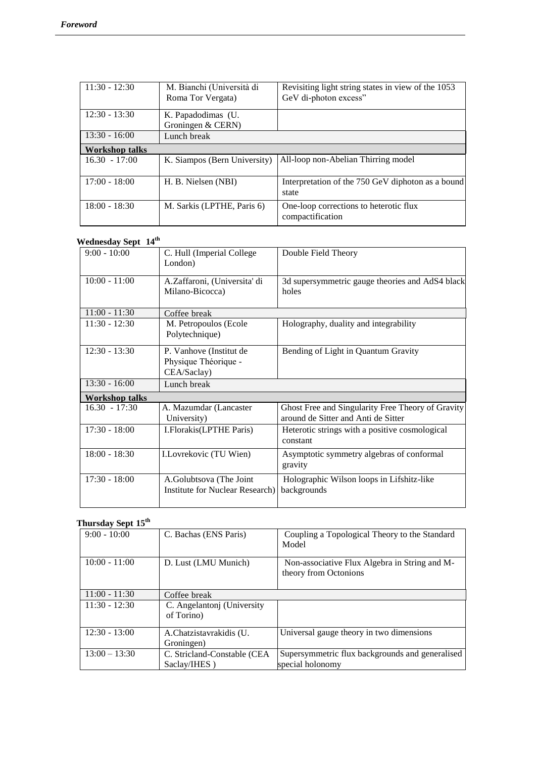| | | |
|---|---|---|
| 11:30 - 12:30 | M. Bianchi (Università di Roma Tor Vergata) | Revisiting light string states in view of the 1053 GeV di-photon excess” |
| 12:30 - 13:30 | K. Papadodimas (U. Groningen & CERN) | |
| 13:30 - 16:00 | Lunch break | |
| **Workshop talks** | | |
| 16.30 - 17:00 | K. Siampos (Bern University) | All-loop non-Abelian Thirring model |
| 17:00 - 18:00 | H. B. Nielsen (NBI) | Interpretation of the 750 GeV diphoton as a bound state |
| 18:00 - 18:30 | M. Sarkis (LPTHE, Paris 6) | One-loop corrections to heterotic flux compactification |

**Wednesday Sept 14th**

| | | |
|---|---|---|
| 9:00 - 10:00 | C. Hull (Imperial College London) | Double Field Theory |
| 10:00 - 11:00 | A.Zaffaroni, (Universita' di Milano-Bicocca) | 3d supersymmetric gauge theories and AdS4 black holes |
| 11:00 - 11:30 | Coffee break | |
| 11:30 - 12:30 | M. Petropoulos (Ecole Polytechnique) | Holography, duality and integrability |
| 12:30 - 13:30 | P. Vanhove (Institut de Physique Théorique - CEA/Saclay) | Bending of Light in Quantum Gravity |
| 13:30 - 16:00 | Lunch break | |
| **Workshop talks** | | |
| 16.30 - 17:30 | A. Mazumdar (Lancaster University) | Ghost Free and Singularity Free Theory of Gravity around de Sitter and Anti de Sitter |
| 17:30 - 18:00 | I.Florakis(LPTHE Paris) | Heterotic strings with a positive cosmological constant |
| 18:00 - 18:30 | I.Lovrekovic (TU Wien) | Asymptotic symmetry algebras of conformal gravity |
| 17:30 - 18:00 | A.Golubtsova (The Joint Institute for Nuclear Research) | Holographic Wilson loops in Lifshitz-like backgrounds |

**Thursday Sept 15th**

| | | |
|---|---|---|
| 9:00 - 10:00 | C. Bachas (ENS Paris) | Coupling a Topological Theory to the Standard Model |
| 10:00 - 11:00 | D. Lust (LMU Munich) | Non-associative Flux Algebra in String and M-theory from Octonions |
| 11:00 - 11:30 | Coffee break | |
| 11:30 - 12:30 | C. Angelantonj (University of Torino) | |
| 12:30 - 13:00 | A.Chatzistavrakidis (U. Groningen) | Universal gauge theory in two dimensions |
| 13:00 – 13:30 | C. Stricland-Constable (CEA Saclay/IHES ) | Supersymmetric flux backgrounds and generalised special holonomy |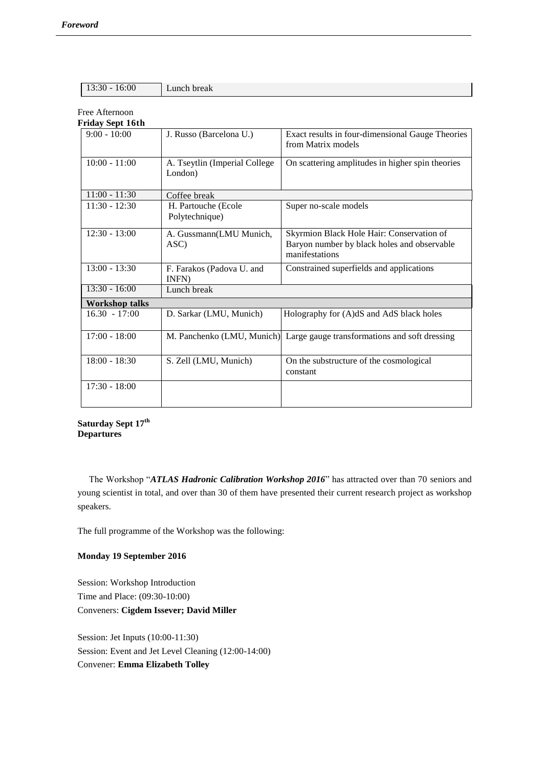| 13:30 - 16:00 | Lunch break |
|---|---|

Free Afternoon

**Friday Sept 16th**

| 9:00 - 10:00 | J. Russo (Barcelona U.) | Exact results in four-dimensional Gauge Theories from Matrix models |
|---|---|---|
| 10:00 - 11:00 | A. Tseytlin (Imperial College London) | On scattering amplitudes in higher spin theories |
| 11:00 - 11:30 | Coffee break | |
| 11:30 - 12:30 | H. Partouche (Ecole Polytechnique) | Super no-scale models |
| 12:30 - 13:00 | A. Gussmann(LMU Munich, ASC) | Skyrmion Black Hole Hair: Conservation of Baryon number by black holes and observable manifestations |
| 13:00 - 13:30 | F. Farakos (Padova U. and INFN) | Constrained superfields and applications |
| 13:30 - 16:00 | Lunch break | |
| **Workshop talks** | | |
| 16.30 - 17:00 | D. Sarkar (LMU, Munich) | Holography for (A)dS and AdS black holes |
| 17:00 - 18:00 | M. Panchenko (LMU, Munich) | Large gauge transformations and soft dressing |
| 18:00 - 18:30 | S. Zell (LMU, Munich) | On the substructure of the cosmological constant |
| 17:30 - 18:00 | | |

**Saturday Sept 17th**
**Departures**

The Workshop "***ATLAS Hadronic Calibration Workshop 2016***" has attracted over than 70 seniors and young scientist in total, and over than 30 of them have presented their current research project as workshop speakers.

The full programme of the Workshop was the following:

**Monday 19 September 2016**

Session: Workshop Introduction
Time and Place: (09:30-10:00)
Conveners: **Cigdem Issever; David Miller**

Session: Jet Inputs (10:00-11:30)
Session: Event and Jet Level Cleaning (12:00-14:00)
Convener: **Emma Elizabeth Tolley**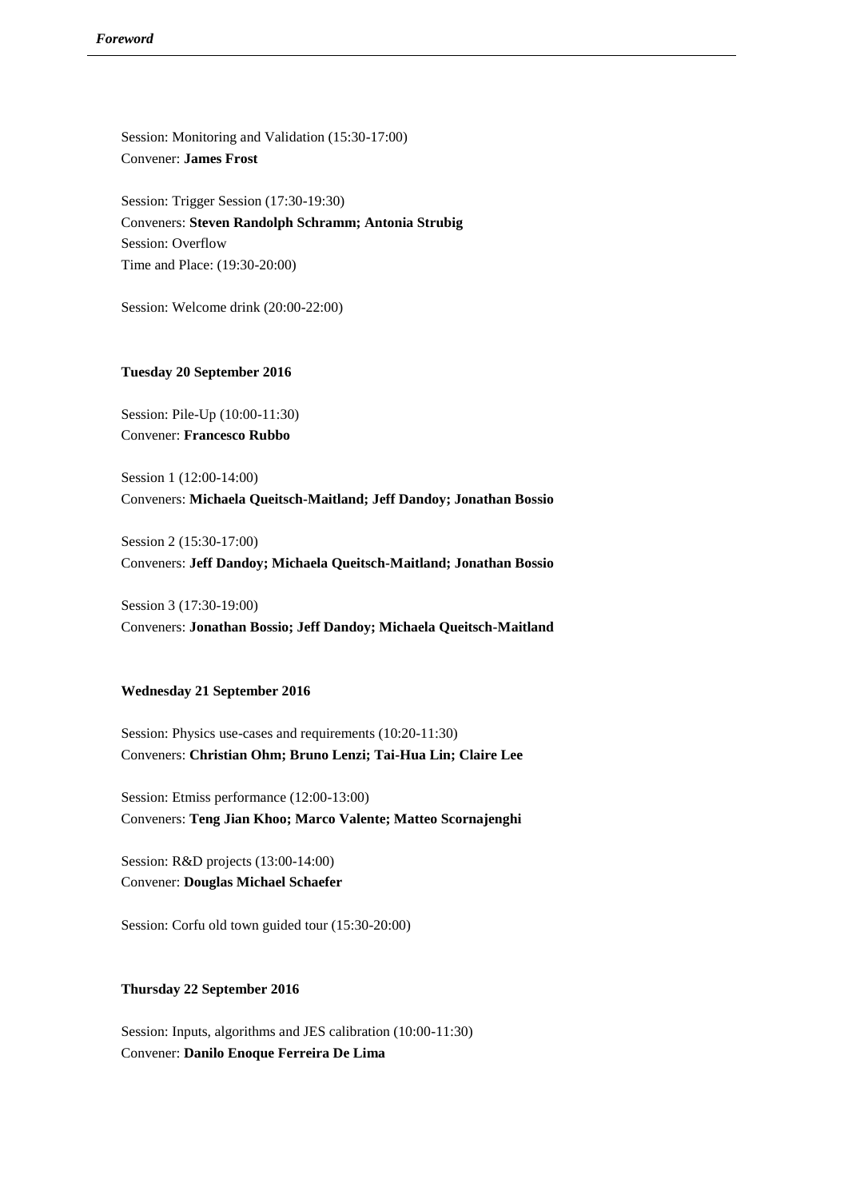Session: Monitoring and Validation (15:30-17:00)
Convener: **James Frost**

Session: Trigger Session (17:30-19:30)
Conveners: **Steven Randolph Schramm; Antonia Strubig**
Session: Overflow
Time and Place: (19:30-20:00)

Session: Welcome drink (20:00-22:00)

**Tuesday 20 September 2016**

Session: Pile-Up (10:00-11:30)
Convener: **Francesco Rubbo**

Session 1 (12:00-14:00)
Conveners: **Michaela Queitsch-Maitland; Jeff Dandoy; Jonathan Bossio**

Session 2 (15:30-17:00)
Conveners: **Jeff Dandoy; Michaela Queitsch-Maitland; Jonathan Bossio**

Session 3 (17:30-19:00)
Conveners: **Jonathan Bossio; Jeff Dandoy; Michaela Queitsch-Maitland**

**Wednesday 21 September 2016**

Session: Physics use-cases and requirements (10:20-11:30)
Conveners: **Christian Ohm; Bruno Lenzi; Tai-Hua Lin; Claire Lee**

Session: Etmiss performance (12:00-13:00)
Conveners: **Teng Jian Khoo; Marco Valente; Matteo Scornajenghi**

Session: R&D projects (13:00-14:00)
Convener: **Douglas Michael Schaefer**

Session: Corfu old town guided tour (15:30-20:00)

**Thursday 22 September 2016**

Session: Inputs, algorithms and JES calibration (10:00-11:30)
Convener: **Danilo Enoque Ferreira De Lima**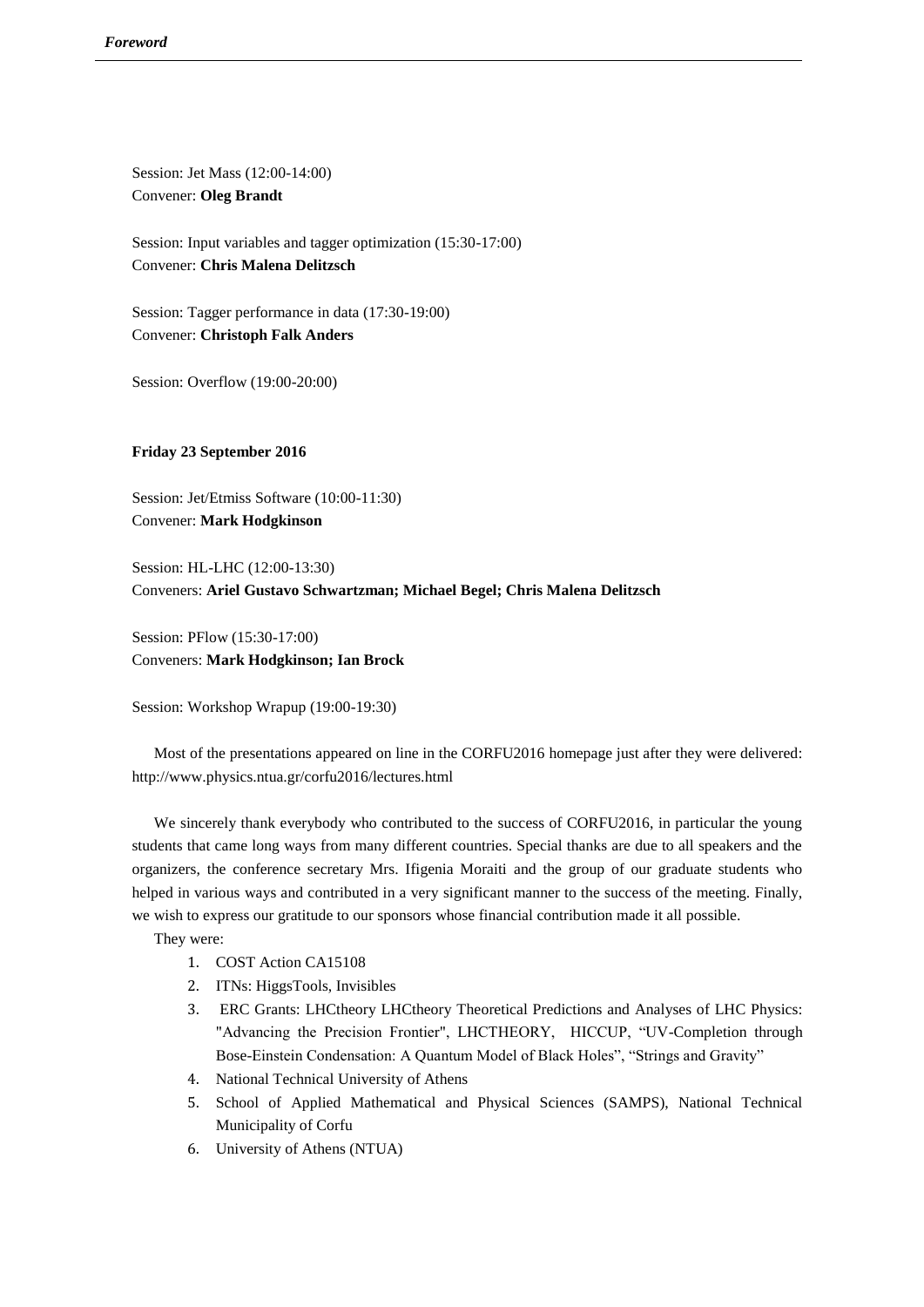Session: Jet Mass (12:00-14:00)
Convener: **Oleg Brandt**

Session: Input variables and tagger optimization (15:30-17:00)
Convener: **Chris Malena Delitzsch**

Session: Tagger performance in data (17:30-19:00)
Convener: **Christoph Falk Anders**

Session: Overflow (19:00-20:00)

**Friday 23 September 2016**

Session: Jet/Etmiss Software (10:00-11:30)
Convener: **Mark Hodgkinson**

Session: HL-LHC (12:00-13:30)
Conveners: **Ariel Gustavo Schwartzman; Michael Begel; Chris Malena Delitzsch**

Session: PFlow (15:30-17:00)
Conveners: **Mark Hodgkinson; Ian Brock**

Session: Workshop Wrapup (19:00-19:30)

Most of the presentations appeared on line in the CORFU2016 homepage just after they were delivered: http://www.physics.ntua.gr/corfu2016/lectures.html

We sincerely thank everybody who contributed to the success of CORFU2016, in particular the young students that came long ways from many different countries. Special thanks are due to all speakers and the organizers, the conference secretary Mrs. Ifigenia Moraiti and the group of our graduate students who helped in various ways and contributed in a very significant manner to the success of the meeting. Finally, we wish to express our gratitude to our sponsors whose financial contribution made it all possible.

They were:

1. COST Action CA15108
2. ITNs: HiggsTools, Invisibles
3. ERC Grants: LHCtheory LHCtheory Theoretical Predictions and Analyses of LHC Physics: "Advancing the Precision Frontier", LHCTHEORY, HICCUP, "UV-Completion through Bose-Einstein Condensation: A Quantum Model of Black Holes", "Strings and Gravity"
4. National Technical University of Athens
5. School of Applied Mathematical and Physical Sciences (SAMPS), National Technical Municipality of Corfu
6. University of Athens (NTUA)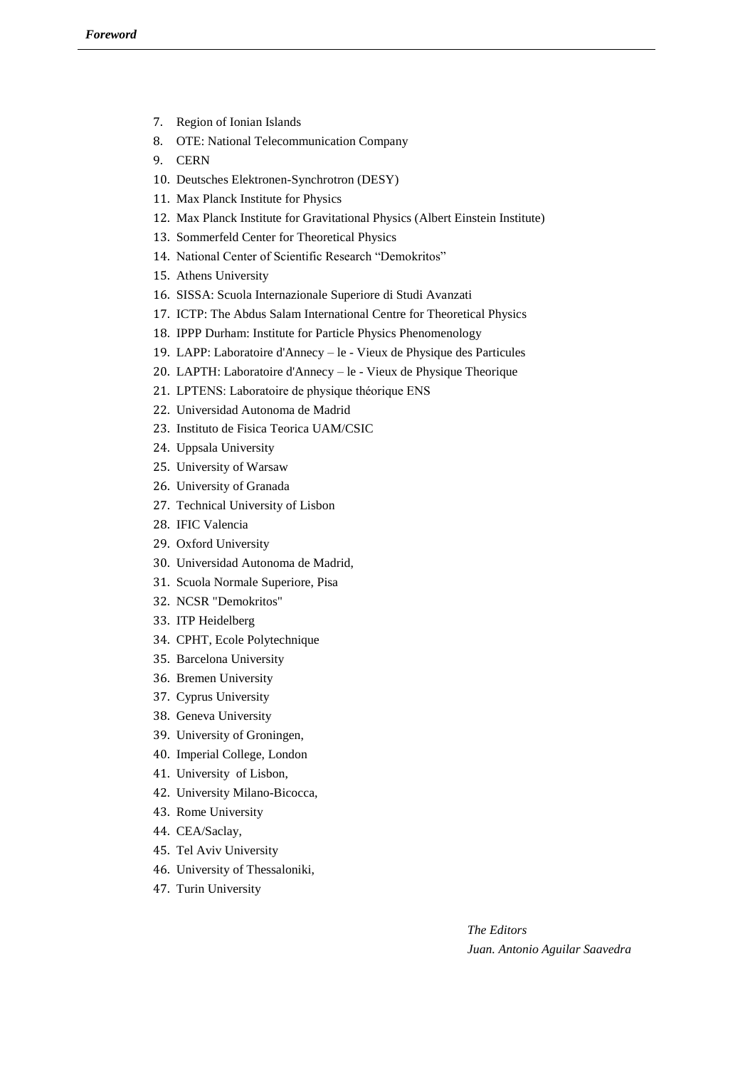7. Region of Ionian Islands
8. OTE: National Telecommunication Company
9. CERN
10. Deutsches Elektronen-Synchrotron (DESY)
11. Max Planck Institute for Physics
12. Max Planck Institute for Gravitational Physics (Albert Einstein Institute)
13. Sommerfeld Center for Theoretical Physics
14. National Center of Scientific Research "Demokritos"
15. Athens University
16. SISSA: Scuola Internazionale Superiore di Studi Avanzati
17. ICTP: The Abdus Salam International Centre for Theoretical Physics
18. IPPP Durham: Institute for Particle Physics Phenomenology
19. LAPP: Laboratoire d'Annecy – le - Vieux de Physique des Particules
20. LAPTH: Laboratoire d'Annecy – le - Vieux de Physique Theorique
21. LPTENS: Laboratoire de physique théorique ENS
22. Universidad Autonoma de Madrid
23. Instituto de Fisica Teorica UAM/CSIC
24. Uppsala University
25. University of Warsaw
26. University of Granada
27. Technical University of Lisbon
28. IFIC Valencia
29. Oxford University
30. Universidad Autonoma de Madrid,
31. Scuola Normale Superiore, Pisa
32. NCSR "Demokritos"
33. ITP Heidelberg
34. CPHT, Ecole Polytechnique
35. Barcelona University
36. Bremen University
37. Cyprus University
38. Geneva University
39. University of Groningen,
40. Imperial College, London
41. University of Lisbon,
42. University Milano-Bicocca,
43. Rome University
44. CEA/Saclay,
45. Tel Aviv University
46. University of Thessaloniki,
47. Turin University

*The Editors*

*Juan. Antonio Aguilar Saavedra*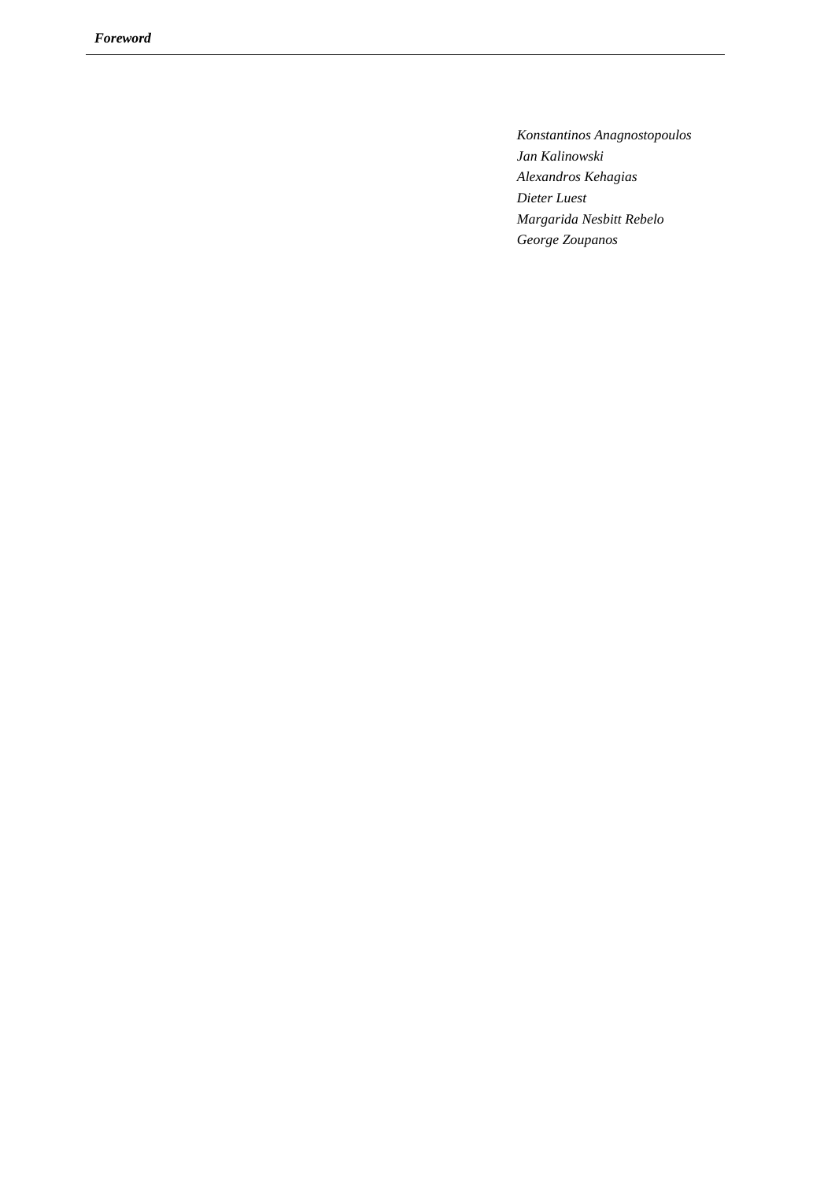*Konstantinos Anagnostopoulos*
*Jan Kalinowski*
*Alexandros Kehagias*
*Dieter Luest*
*Margarida Nesbitt Rebelo*
*George Zoupanos*